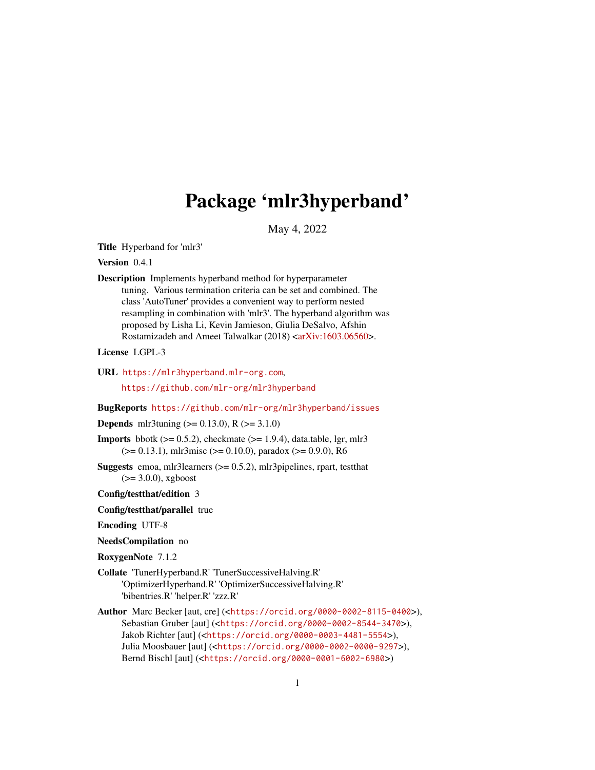# Package 'mlr3hyperband'

May 4, 2022

**Title** Hyperband for 'mlr3'

**Version** 0.4.1

**Description** Implements hyperband method for hyperparameter tuning. Various termination criteria can be set and combined. The class 'AutoTuner' provides a convenient way to perform nested resampling in combination with 'mlr3'. The hyperband algorithm was proposed by Lisha Li, Kevin Jamieson, Giulia DeSalvo, Afshin Rostamizadeh and Ameet Talwalkar (2018) <arXiv:1603.06560>.

**License** LGPL-3

**URL** https://mlr3hyperband.mlr-org.com, https://github.com/mlr-org/mlr3hyperband

**BugReports** https://github.com/mlr-org/mlr3hyperband/issues

**Depends** mlr3tuning (>= 0.13.0), R (>= 3.1.0)

**Imports** bbotk (>= 0.5.2), checkmate (>= 1.9.4), data.table, lgr, mlr3 (>= 0.13.1), mlr3misc (>= 0.10.0), paradox (>= 0.9.0), R6

**Suggests** emoa, mlr3learners (>= 0.5.2), mlr3pipelines, rpart, testthat (>= 3.0.0), xgboost

**Config/testthat/edition** 3

**Config/testthat/parallel** true

**Encoding** UTF-8

**NeedsCompilation** no

**RoxygenNote** 7.1.2

**Collate** 'TunerHyperband.R' 'TunerSuccessiveHalving.R' 'OptimizerHyperband.R' 'OptimizerSuccessiveHalving.R' 'bibentries.R' 'helper.R' 'zzz.R'

**Author** Marc Becker [aut, cre] (<https://orcid.org/0000-0002-8115-0400>), Sebastian Gruber [aut] (<https://orcid.org/0000-0002-8544-3470>), Jakob Richter [aut] (<https://orcid.org/0000-0003-4481-5554>), Julia Moosbauer [aut] (<https://orcid.org/0000-0002-0000-9297>), Bernd Bischl [aut] (<https://orcid.org/0000-0001-6002-6980>)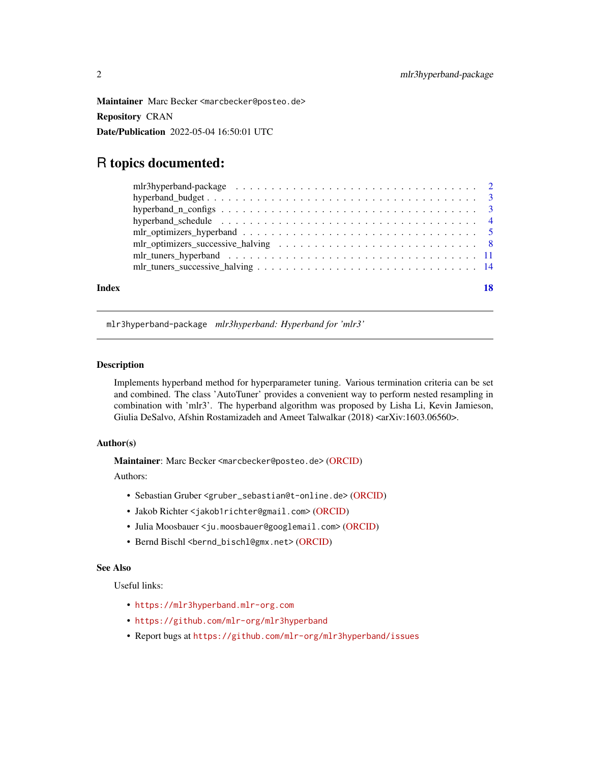**Maintainer** Marc Becker <marcbecker@posteo.de>

**Repository** CRAN

**Date/Publication** 2022-05-04 16:50:01 UTC

# R topics documented:

- mlr3hyperband-package . . . . . . . . . . . . . . . . . . . . . . . . . . . . . . . . 2
- hyperband_budget . . . . . . . . . . . . . . . . . . . . . . . . . . . . . . . . . . . 3
- hyperband_n_configs . . . . . . . . . . . . . . . . . . . . . . . . . . . . . . . . . 3
- hyperband_schedule . . . . . . . . . . . . . . . . . . . . . . . . . . . . . . . . . 4
- mlr_optimizers_hyperband . . . . . . . . . . . . . . . . . . . . . . . . . . . . . . 5
- mlr_optimizers_successive_halving . . . . . . . . . . . . . . . . . . . . . . . . . 8
- mlr_tuners_hyperband . . . . . . . . . . . . . . . . . . . . . . . . . . . . . . . . 11
- mlr_tuners_successive_halving . . . . . . . . . . . . . . . . . . . . . . . . . . . 14

**Index** 18

---

`mlr3hyperband-package` *mlr3hyperband: Hyperband for 'mlr3'*

---

### Description

Implements hyperband method for hyperparameter tuning. Various termination criteria can be set and combined. The class 'AutoTuner' provides a convenient way to perform nested resampling in combination with 'mlr3'. The hyperband algorithm was proposed by Lisha Li, Kevin Jamieson, Giulia DeSalvo, Afshin Rostamizadeh and Ameet Talwalkar (2018) <arXiv:1603.06560>.

### Author(s)

**Maintainer**: Marc Becker <marcbecker@posteo.de> (ORCID)

Authors:

- Sebastian Gruber <gruber_sebastian@t-online.de> (ORCID)
- Jakob Richter <jakob1richter@gmail.com> (ORCID)
- Julia Moosbauer <ju.moosbauer@googlemail.com> (ORCID)
- Bernd Bischl <bernd_bischl@gmx.net> (ORCID)

### See Also

Useful links:

- https://mlr3hyperband.mlr-org.com
- https://github.com/mlr-org/mlr3hyperband
- Report bugs at https://github.com/mlr-org/mlr3hyperband/issues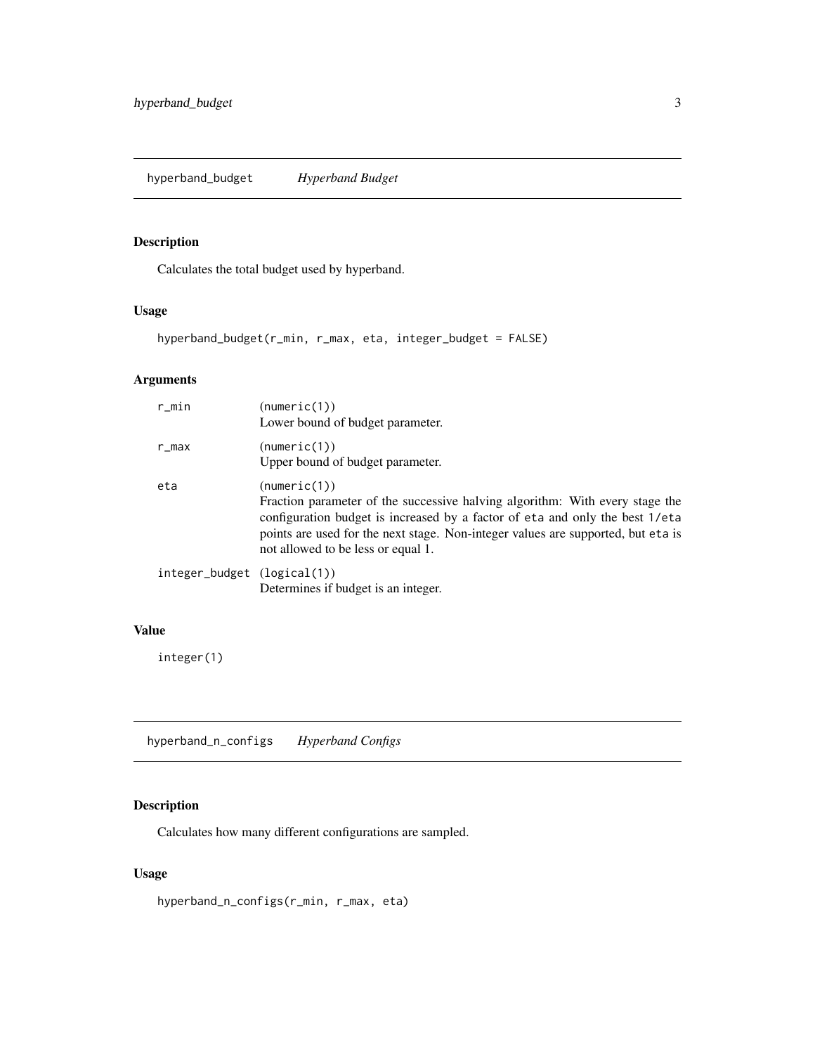## hyperband_budget *Hyperband Budget*

### Description

Calculates the total budget used by hyperband.

### Usage

```
hyperband_budget(r_min, r_max, eta, integer_budget = FALSE)
```

### Arguments

| | |
|---|---|
| r_min | (numeric(1))<br>Lower bound of budget parameter. |
| r_max | (numeric(1))<br>Upper bound of budget parameter. |
| eta | (numeric(1))<br>Fraction parameter of the successive halving algorithm: With every stage the configuration budget is increased by a factor of eta and only the best 1/eta points are used for the next stage. Non-integer values are supported, but eta is not allowed to be less or equal 1. |
| integer_budget | (logical(1))<br>Determines if budget is an integer. |

### Value

integer(1)

## hyperband_n_configs *Hyperband Configs*

### Description

Calculates how many different configurations are sampled.

### Usage

```
hyperband_n_configs(r_min, r_max, eta)
```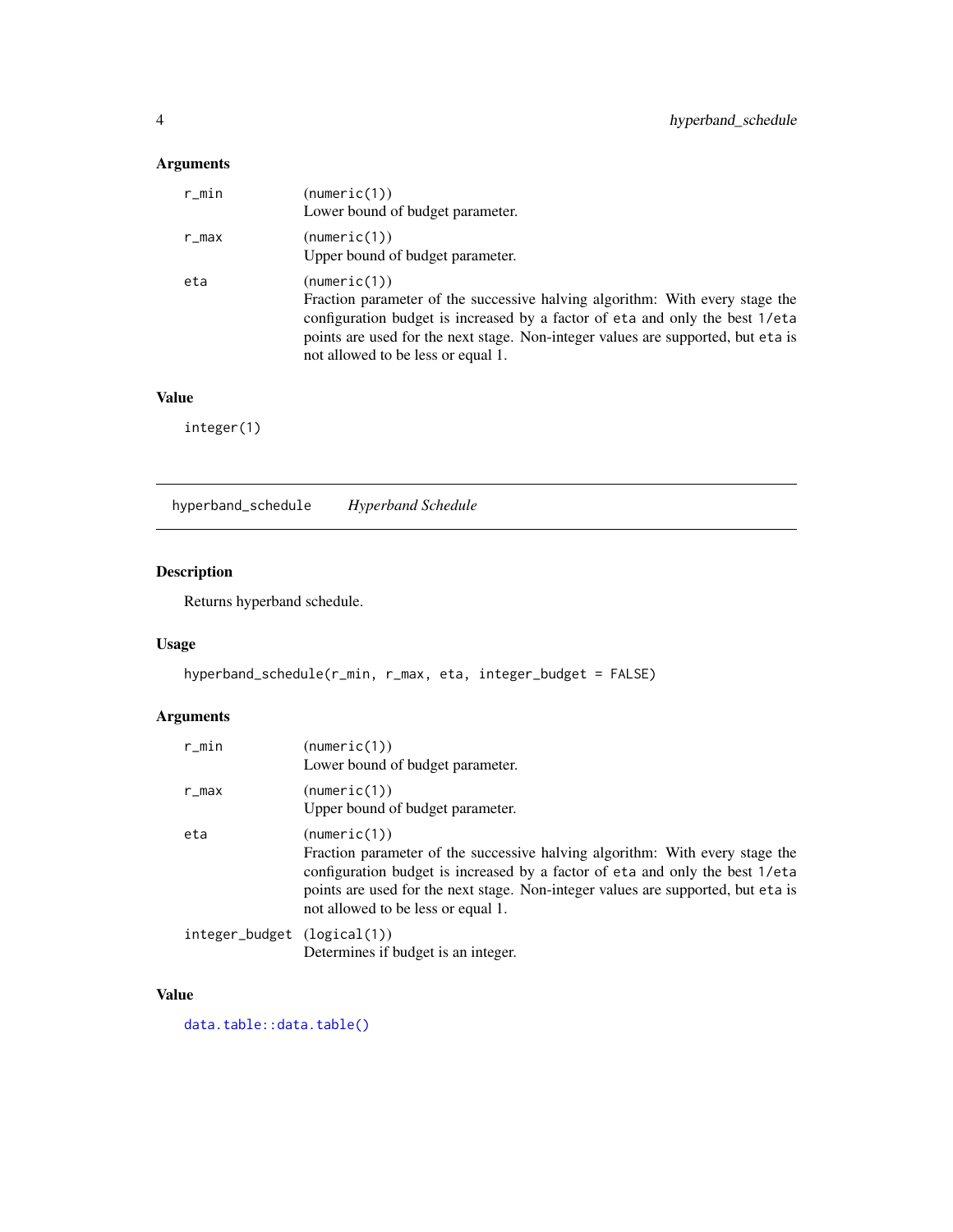### Arguments

- `r_min` — (`numeric(1)`)
  Lower bound of budget parameter.
- `r_max` — (`numeric(1)`)
  Upper bound of budget parameter.
- `eta` — (`numeric(1)`)
  Fraction parameter of the successive halving algorithm: With every stage the configuration budget is increased by a factor of `eta` and only the best `1/eta` points are used for the next stage. Non-integer values are supported, but `eta` is not allowed to be less or equal 1.

### Value

`integer(1)`

---

## hyperband_schedule *Hyperband Schedule*

### Description

Returns hyperband schedule.

### Usage

```
hyperband_schedule(r_min, r_max, eta, integer_budget = FALSE)
```

### Arguments

- `r_min` — (`numeric(1)`)
  Lower bound of budget parameter.
- `r_max` — (`numeric(1)`)
  Upper bound of budget parameter.
- `eta` — (`numeric(1)`)
  Fraction parameter of the successive halving algorithm: With every stage the configuration budget is increased by a factor of `eta` and only the best `1/eta` points are used for the next stage. Non-integer values are supported, but `eta` is not allowed to be less or equal 1.
- `integer_budget` — (`logical(1)`)
  Determines if budget is an integer.

### Value

`data.table::data.table()`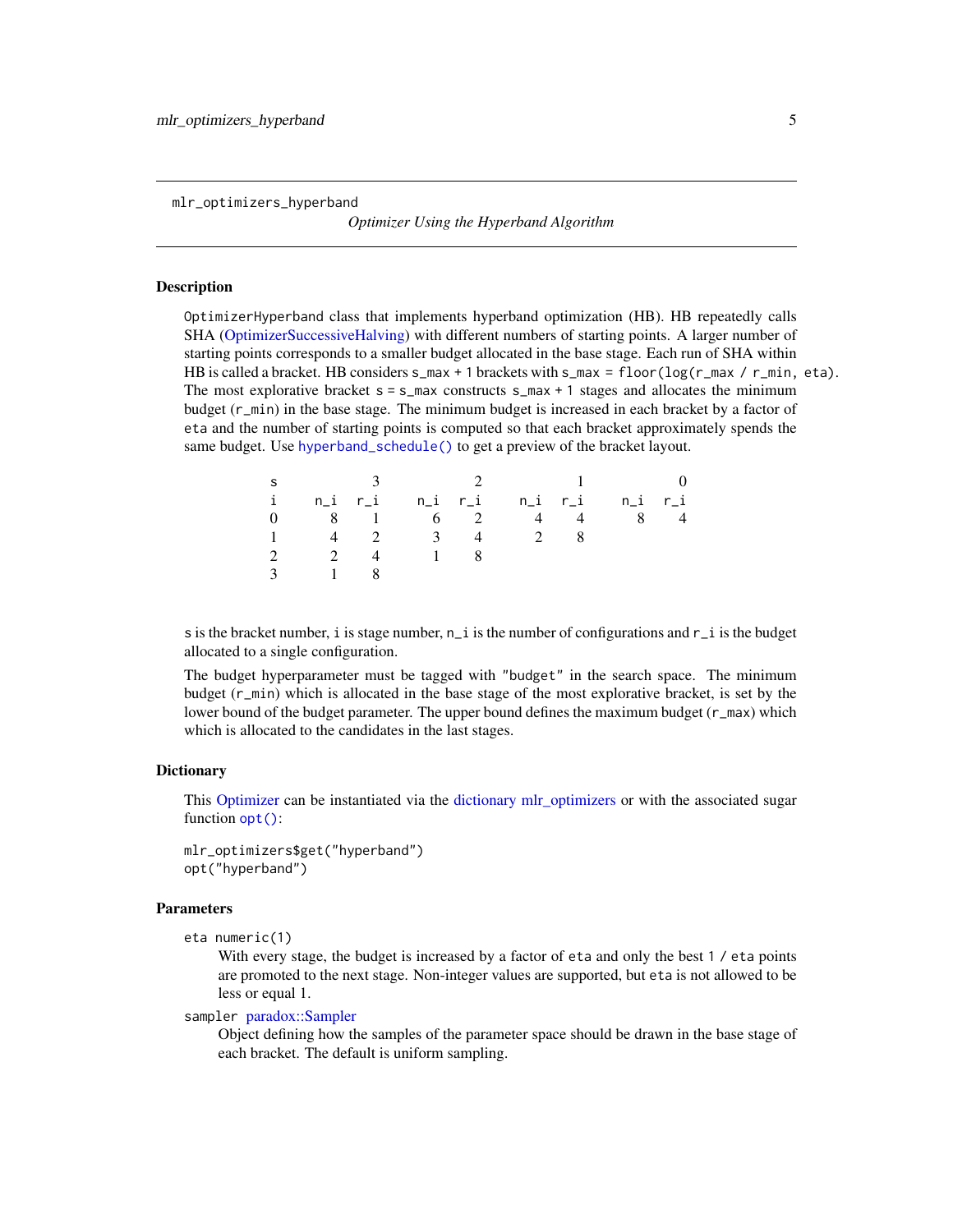## mlr_optimizers_hyperband

*Optimizer Using the Hyperband Algorithm*

### Description

`OptimizerHyperband` class that implements hyperband optimization (HB). HB repeatedly calls SHA (OptimizerSuccessiveHalving) with different numbers of starting points. A larger number of starting points corresponds to a smaller budget allocated in the base stage. Each run of SHA within HB is called a bracket. HB considers `s_max + 1` brackets with `s_max = floor(log(r_max / r_min, eta)`. The most explorative bracket `s = s_max` constructs `s_max + 1` stages and allocates the minimum budget (`r_min`) in the base stage. The minimum budget is increased in each bracket by a factor of `eta` and the number of starting points is computed so that each bracket approximately spends the same budget. Use `hyperband_schedule()` to get a preview of the bracket layout.

| s | 3 | | 2 | | 1 | | 0 | |
|---|---|---|---|---|---|---|---|---|
| i | n_i | r_i | n_i | r_i | n_i | r_i | n_i | r_i |
| 0 | 8 | 1 | 6 | 2 | 4 | 4 | 8 | 4 |
| 1 | 4 | 2 | 3 | 4 | 2 | 8 | | |
| 2 | 2 | 4 | 1 | 8 | | | | |
| 3 | 1 | 8 | | | | | | |

`s` is the bracket number, `i` is stage number, `n_i` is the number of configurations and `r_i` is the budget allocated to a single configuration.

The budget hyperparameter must be tagged with `"budget"` in the search space. The minimum budget (`r_min`) which is allocated in the base stage of the most explorative bracket, is set by the lower bound of the budget parameter. The upper bound defines the maximum budget (`r_max`) which which is allocated to the candidates in the last stages.

### Dictionary

This Optimizer can be instantiated via the dictionary mlr_optimizers or with the associated sugar function `opt()`:

```
mlr_optimizers$get("hyperband")
opt("hyperband")
```

### Parameters

`eta` `numeric(1)`
: With every stage, the budget is increased by a factor of `eta` and only the best `1 / eta` points are promoted to the next stage. Non-integer values are supported, but `eta` is not allowed to be less or equal 1.

`sampler` paradox::Sampler
: Object defining how the samples of the parameter space should be drawn in the base stage of each bracket. The default is uniform sampling.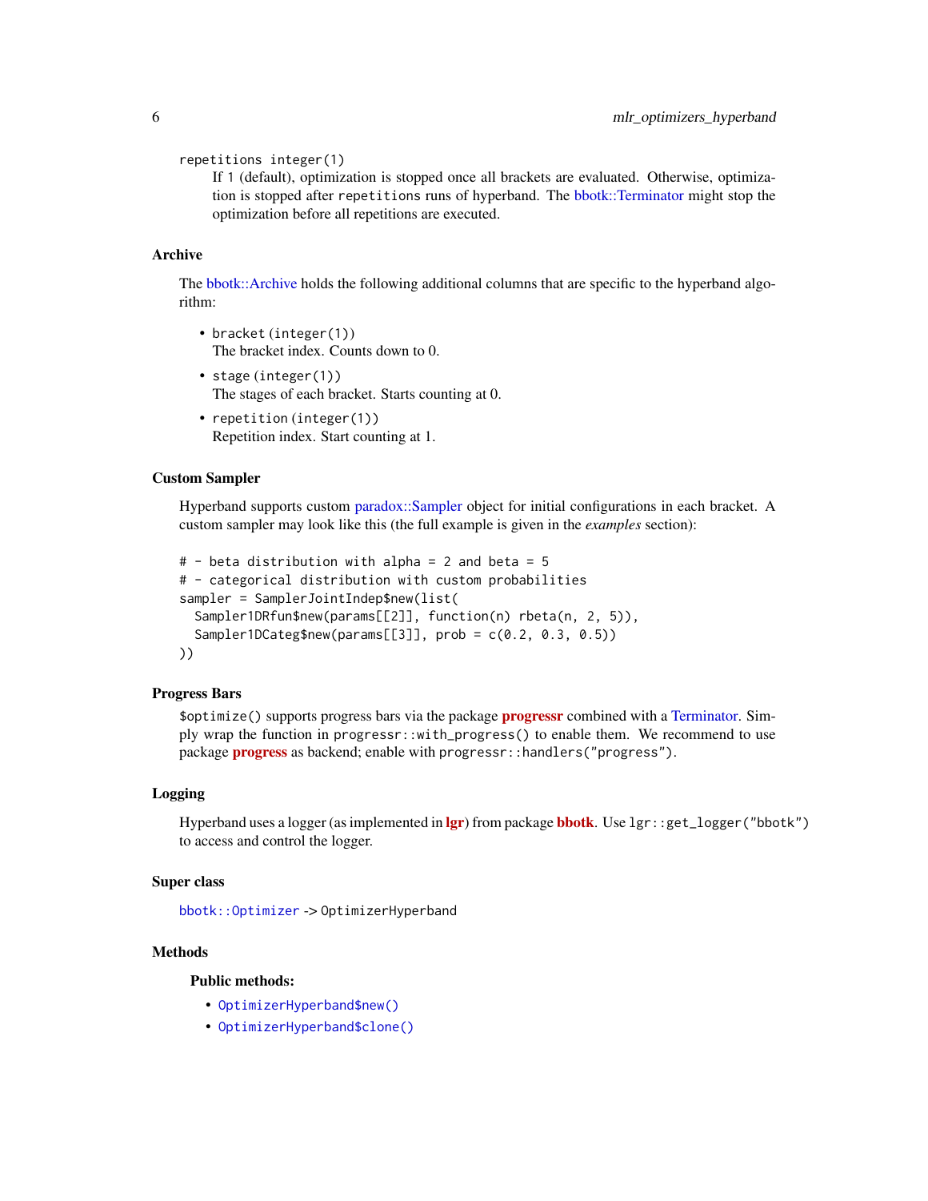`repetitions` `integer(1)`
If 1 (default), optimization is stopped once all brackets are evaluated. Otherwise, optimization is stopped after `repetitions` runs of hyperband. The bbotk::Terminator might stop the optimization before all repetitions are executed.

## Archive

The bbotk::Archive holds the following additional columns that are specific to the hyperband algorithm:

- `bracket` (`integer(1)`)
  The bracket index. Counts down to 0.
- `stage` (`integer(1)`)
  The stages of each bracket. Starts counting at 0.
- `repetition` (`integer(1)`)
  Repetition index. Start counting at 1.

## Custom Sampler

Hyperband supports custom paradox::Sampler object for initial configurations in each bracket. A custom sampler may look like this (the full example is given in the *examples* section):

```
# - beta distribution with alpha = 2 and beta = 5
# - categorical distribution with custom probabilities
sampler = SamplerJointIndep$new(list(
  Sampler1DRfun$new(params[[2]], function(n) rbeta(n, 2, 5)),
  Sampler1DCateg$new(params[[3]], prob = c(0.2, 0.3, 0.5))
))
```

## Progress Bars

`$optimize()` supports progress bars via the package **progressr** combined with a Terminator. Simply wrap the function in `progressr::with_progress()` to enable them. We recommend to use package **progress** as backend; enable with `progressr::handlers("progress")`.

## Logging

Hyperband uses a logger (as implemented in **lgr**) from package **bbotk**. Use `lgr::get_logger("bbotk")` to access and control the logger.

## Super class

`bbotk::Optimizer` -> `OptimizerHyperband`

## Methods

### Public methods:

- `OptimizerHyperband$new()`
- `OptimizerHyperband$clone()`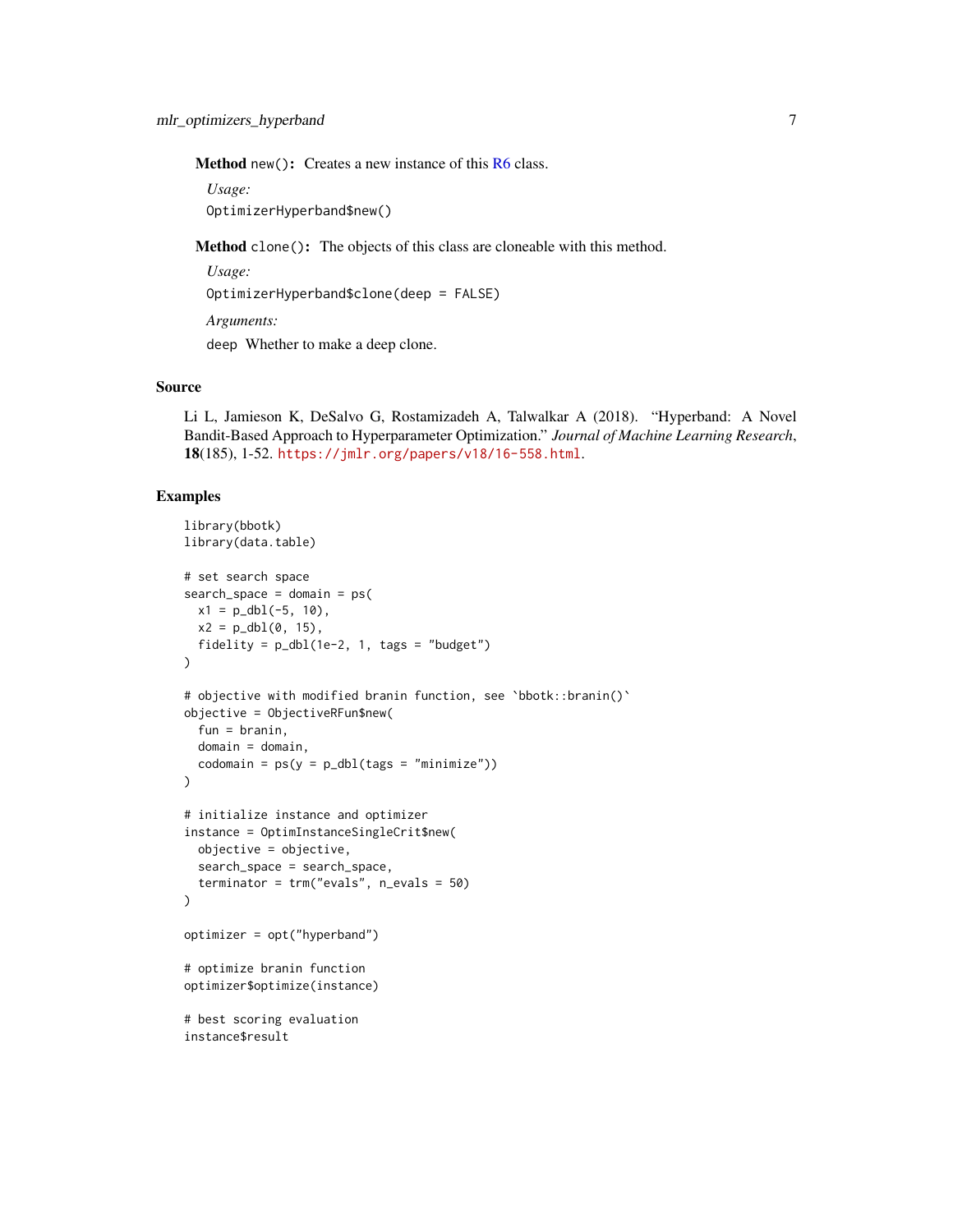**Method** `new()`: Creates a new instance of this R6 class.

*Usage:*

```
OptimizerHyperband$new()
```

**Method** `clone()`: The objects of this class are cloneable with this method.

*Usage:*

```
OptimizerHyperband$clone(deep = FALSE)
```

*Arguments:*

`deep` Whether to make a deep clone.

## Source

Li L, Jamieson K, DeSalvo G, Rostamizadeh A, Talwalkar A (2018). "Hyperband: A Novel Bandit-Based Approach to Hyperparameter Optimization." *Journal of Machine Learning Research*, **18**(185), 1-52. https://jmlr.org/papers/v18/16-558.html.

## Examples

```
library(bbotk)
library(data.table)

# set search space
search_space = domain = ps(
  x1 = p_dbl(-5, 10),
  x2 = p_dbl(0, 15),
  fidelity = p_dbl(1e-2, 1, tags = "budget")
)

# objective with modified branin function, see `bbotk::branin()`
objective = ObjectiveRFun$new(
  fun = branin,
  domain = domain,
  codomain = ps(y = p_dbl(tags = "minimize"))
)

# initialize instance and optimizer
instance = OptimInstanceSingleCrit$new(
  objective = objective,
  search_space = search_space,
  terminator = trm("evals", n_evals = 50)
)

optimizer = opt("hyperband")

# optimize branin function
optimizer$optimize(instance)

# best scoring evaluation
instance$result
```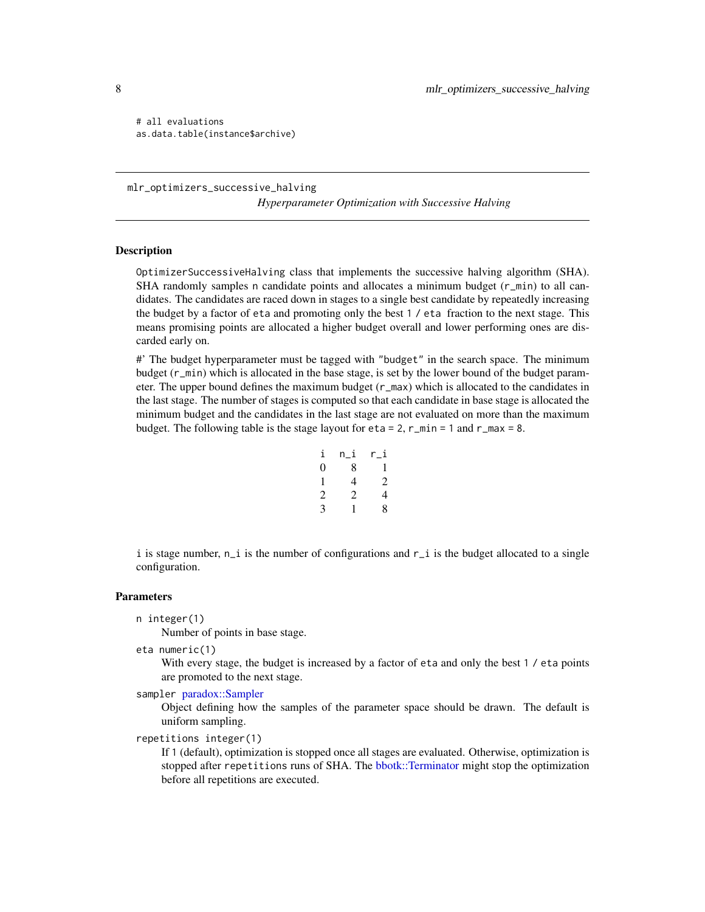```
# all evaluations
as.data.table(instance$archive)
```

## mlr_optimizers_successive_halving

*Hyperparameter Optimization with Successive Halving*

### Description

`OptimizerSuccessiveHalving` class that implements the successive halving algorithm (SHA). SHA randomly samples `n` candidate points and allocates a minimum budget (`r_min`) to all candidates. The candidates are raced down in stages to a single best candidate by repeatedly increasing the budget by a factor of `eta` and promoting only the best `1 / eta` fraction to the next stage. This means promising points are allocated a higher budget overall and lower performing ones are discarded early on.

#' The budget hyperparameter must be tagged with `"budget"` in the search space. The minimum budget (`r_min`) which is allocated in the base stage, is set by the lower bound of the budget parameter. The upper bound defines the maximum budget (`r_max`) which is allocated to the candidates in the last stage. The number of stages is computed so that each candidate in base stage is allocated the minimum budget and the candidates in the last stage are not evaluated on more than the maximum budget. The following table is the stage layout for `eta = 2`, `r_min = 1` and `r_max = 8`.

| i | n_i | r_i |
|---|---|---|
| 0 | 8 | 1 |
| 1 | 4 | 2 |
| 2 | 2 | 4 |
| 3 | 1 | 8 |

`i` is stage number, `n_i` is the number of configurations and `r_i` is the budget allocated to a single configuration.

### Parameters

`n integer(1)`
: Number of points in base stage.

`eta numeric(1)`
: With every stage, the budget is increased by a factor of `eta` and only the best `1 / eta` points are promoted to the next stage.

`sampler` paradox::Sampler
: Object defining how the samples of the parameter space should be drawn. The default is uniform sampling.

`repetitions integer(1)`
: If `1` (default), optimization is stopped once all stages are evaluated. Otherwise, optimization is stopped after `repetitions` runs of SHA. The bbotk::Terminator might stop the optimization before all repetitions are executed.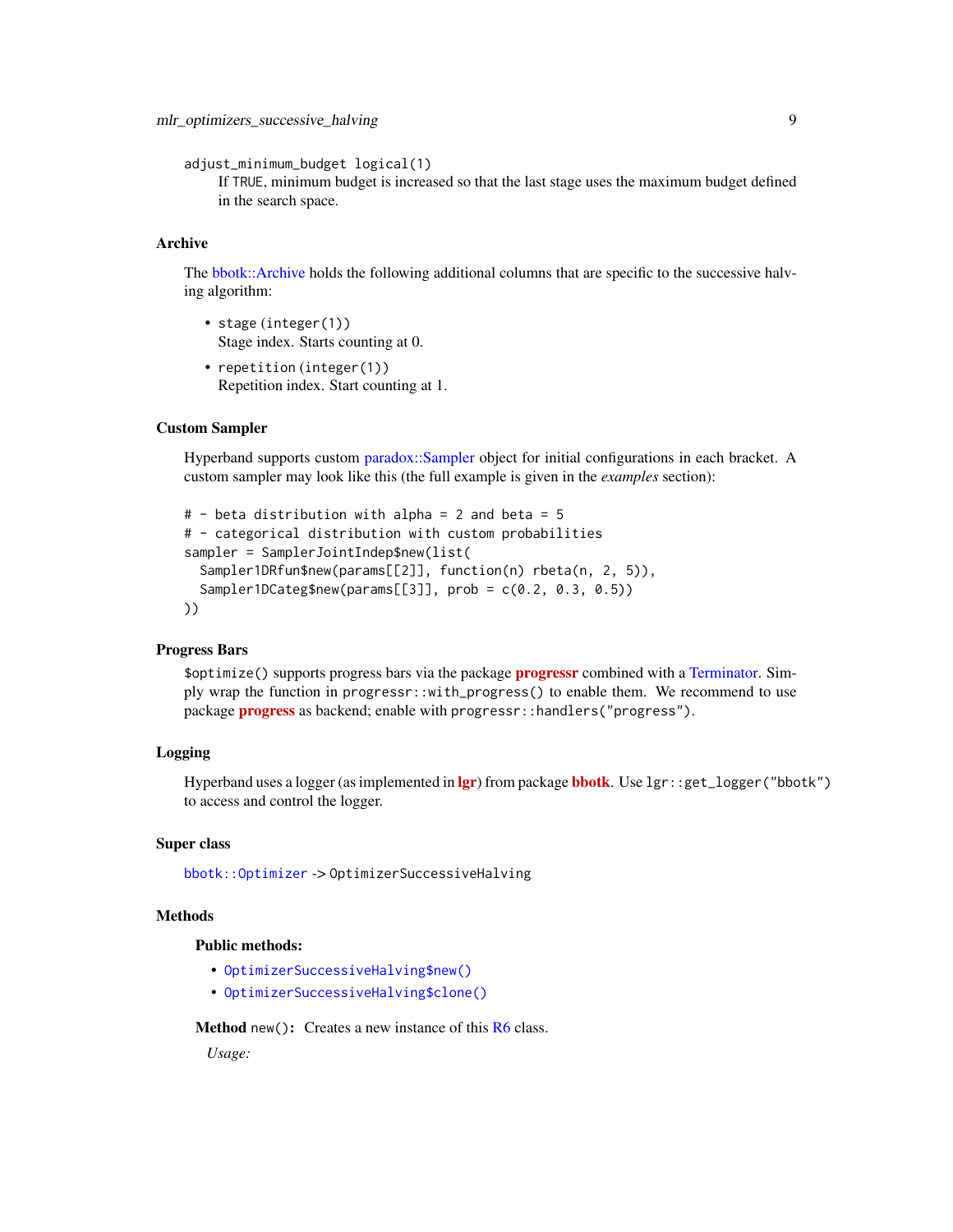`adjust_minimum_budget` `logical(1)`
If `TRUE`, minimum budget is increased so that the last stage uses the maximum budget defined in the search space.

## Archive

The bbotk::Archive holds the following additional columns that are specific to the successive halving algorithm:

- `stage` (`integer(1)`)
  Stage index. Starts counting at 0.
- `repetition` (`integer(1)`)
  Repetition index. Start counting at 1.

## Custom Sampler

Hyperband supports custom paradox::Sampler object for initial configurations in each bracket. A custom sampler may look like this (the full example is given in the *examples* section):

```
# - beta distribution with alpha = 2 and beta = 5
# - categorical distribution with custom probabilities
sampler = SamplerJointIndep$new(list(
  Sampler1DRfun$new(params[[2]], function(n) rbeta(n, 2, 5)),
  Sampler1DCateg$new(params[[3]], prob = c(0.2, 0.3, 0.5))
))
```

## Progress Bars

`$optimize()` supports progress bars via the package **progressr** combined with a Terminator. Simply wrap the function in `progressr::with_progress()` to enable them. We recommend to use package **progress** as backend; enable with `progressr::handlers("progress")`.

## Logging

Hyperband uses a logger (as implemented in **lgr**) from package **bbotk**. Use `lgr::get_logger("bbotk")` to access and control the logger.

## Super class

`bbotk::Optimizer` -> `OptimizerSuccessiveHalving`

## Methods

### Public methods:

- `OptimizerSuccessiveHalving$new()`
- `OptimizerSuccessiveHalving$clone()`

**Method** `new()`: Creates a new instance of this R6 class.

*Usage:*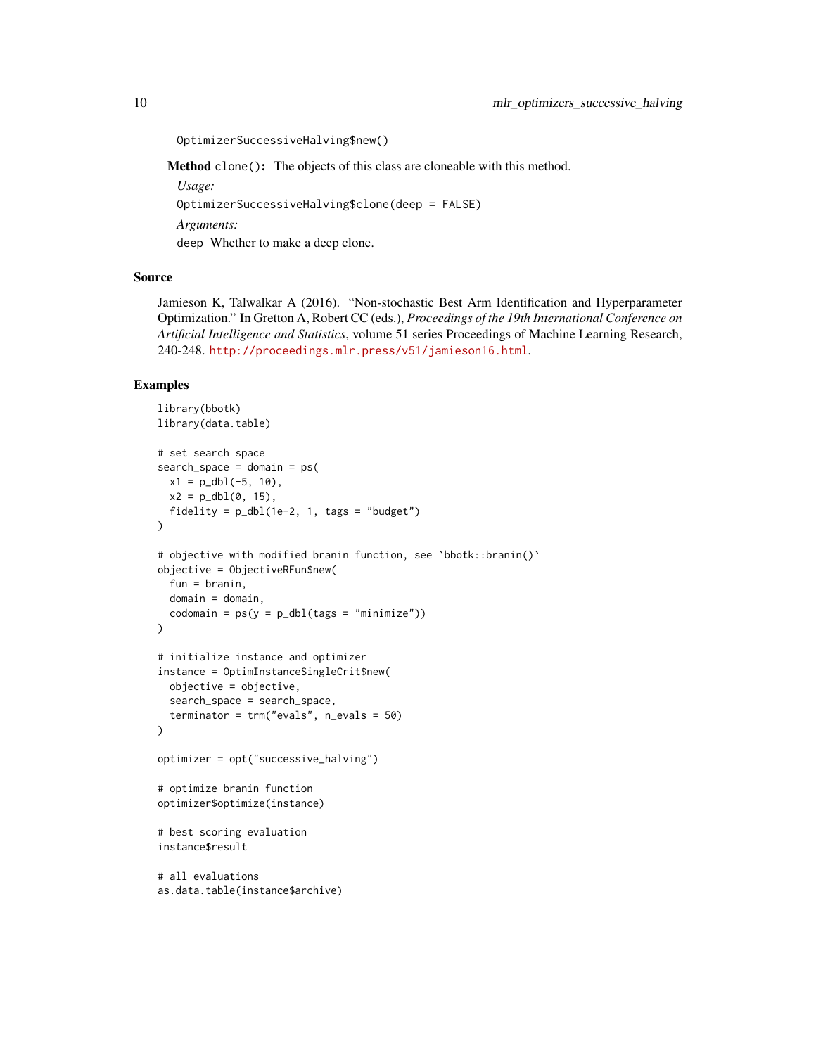```
OptimizerSuccessiveHalving$new()
```

**Method** `clone()`**:** The objects of this class are cloneable with this method.

*Usage:*

```
OptimizerSuccessiveHalving$clone(deep = FALSE)
```

*Arguments:*

`deep` Whether to make a deep clone.

## Source

Jamieson K, Talwalkar A (2016). "Non-stochastic Best Arm Identification and Hyperparameter Optimization." In Gretton A, Robert CC (eds.), *Proceedings of the 19th International Conference on Artificial Intelligence and Statistics*, volume 51 series Proceedings of Machine Learning Research, 240-248. http://proceedings.mlr.press/v51/jamieson16.html.

## Examples

```
library(bbotk)
library(data.table)

# set search space
search_space = domain = ps(
  x1 = p_dbl(-5, 10),
  x2 = p_dbl(0, 15),
  fidelity = p_dbl(1e-2, 1, tags = "budget")
)

# objective with modified branin function, see `bbotk::branin()`
objective = ObjectiveRFun$new(
  fun = branin,
  domain = domain,
  codomain = ps(y = p_dbl(tags = "minimize"))
)

# initialize instance and optimizer
instance = OptimInstanceSingleCrit$new(
  objective = objective,
  search_space = search_space,
  terminator = trm("evals", n_evals = 50)
)

optimizer = opt("successive_halving")

# optimize branin function
optimizer$optimize(instance)

# best scoring evaluation
instance$result

# all evaluations
as.data.table(instance$archive)
```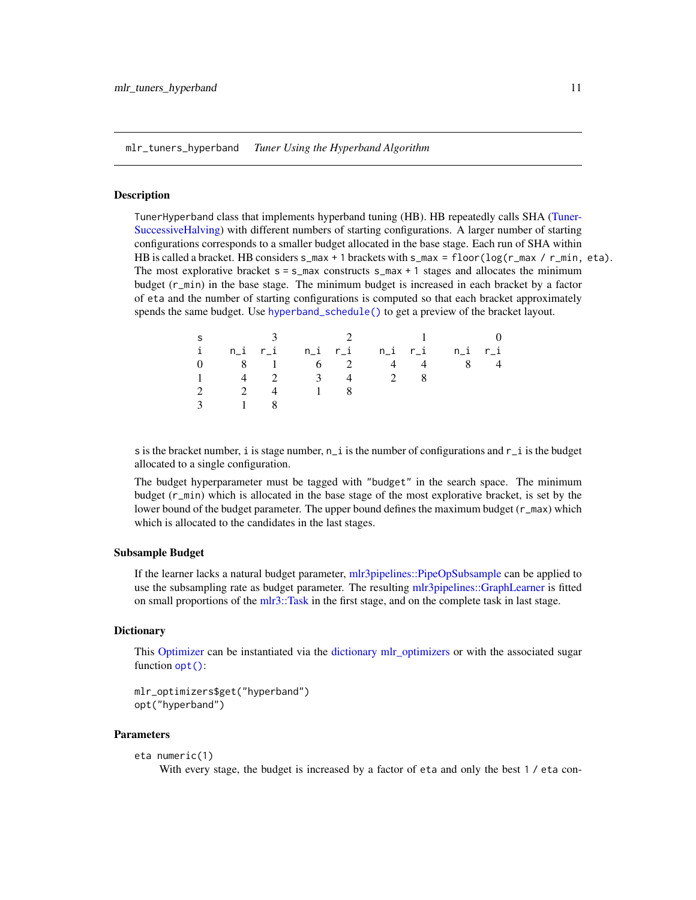## mlr_tuners_hyperband *Tuner Using the Hyperband Algorithm*

### Description

`TunerHyperband` class that implements hyperband tuning (HB). HB repeatedly calls SHA (TunerSuccessiveHalving) with different numbers of starting configurations. A larger number of starting configurations corresponds to a smaller budget allocated in the base stage. Each run of SHA within HB is called a bracket. HB considers `s_max + 1` brackets with `s_max = floor(log(r_max / r_min, eta)`. The most explorative bracket `s = s_max` constructs `s_max + 1` stages and allocates the minimum budget (`r_min`) in the base stage. The minimum budget is increased in each bracket by a factor of `eta` and the number of starting configurations is computed so that each bracket approximately spends the same budget. Use `hyperband_schedule()` to get a preview of the bracket layout.

| s | 3 | | 2 | | 1 | | 0 | |
|---|---|---|---|---|---|---|---|---|
| i | n_i | r_i | n_i | r_i | n_i | r_i | n_i | r_i |
| 0 | 8 | 1 | 6 | 2 | 4 | 4 | 8 | 4 |
| 1 | 4 | 2 | 3 | 4 | 2 | 8 | | |
| 2 | 2 | 4 | 1 | 8 | | | | |
| 3 | 1 | 8 | | | | | | |

`s` is the bracket number, `i` is stage number, `n_i` is the number of configurations and `r_i` is the budget allocated to a single configuration.

The budget hyperparameter must be tagged with `"budget"` in the search space. The minimum budget (`r_min`) which is allocated in the base stage of the most explorative bracket, is set by the lower bound of the budget parameter. The upper bound defines the maximum budget (`r_max`) which which is allocated to the candidates in the last stages.

### Subsample Budget

If the learner lacks a natural budget parameter, mlr3pipelines::PipeOpSubsample can be applied to use the subsampling rate as budget parameter. The resulting mlr3pipelines::GraphLearner is fitted on small proportions of the mlr3::Task in the first stage, and on the complete task in last stage.

### Dictionary

This Optimizer can be instantiated via the dictionary mlr_optimizers or with the associated sugar function `opt()`:

```
mlr_optimizers$get("hyperband")
opt("hyperband")
```

### Parameters

`eta numeric(1)`
With every stage, the budget is increased by a factor of `eta` and only the best `1 / eta` con-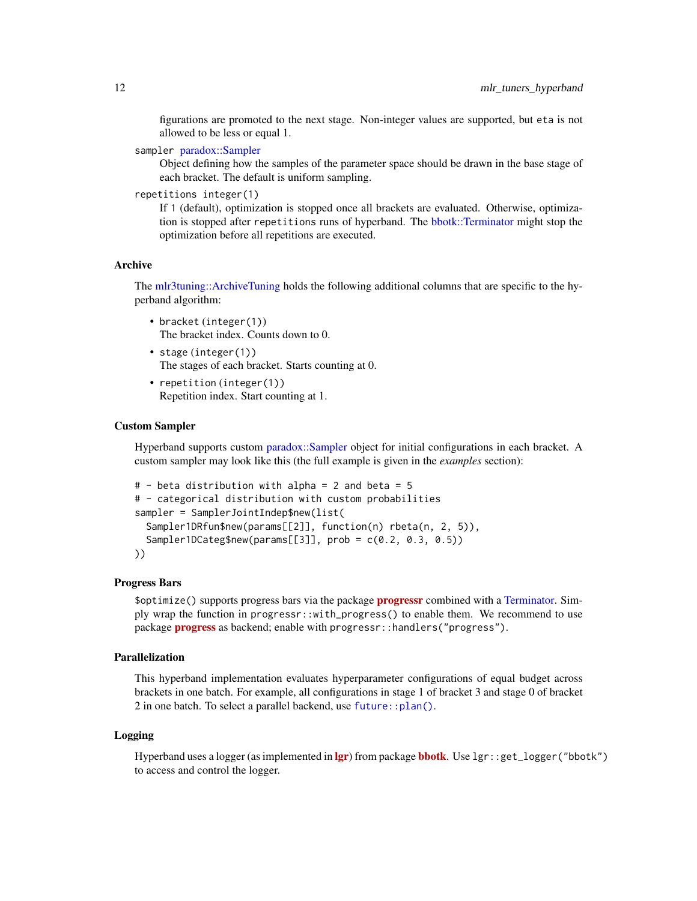figurations are promoted to the next stage. Non-integer values are supported, but `eta` is not allowed to be less or equal 1.

`sampler` paradox::Sampler
: Object defining how the samples of the parameter space should be drawn in the base stage of each bracket. The default is uniform sampling.

`repetitions` `integer(1)`
: If 1 (default), optimization is stopped once all brackets are evaluated. Otherwise, optimization is stopped after `repetitions` runs of hyperband. The bbotk::Terminator might stop the optimization before all repetitions are executed.

## Archive

The mlr3tuning::ArchiveTuning holds the following additional columns that are specific to the hyperband algorithm:

- `bracket` (`integer(1)`)
  The bracket index. Counts down to 0.
- `stage` (`integer(1)`)
  The stages of each bracket. Starts counting at 0.
- `repetition` (`integer(1)`)
  Repetition index. Start counting at 1.

## Custom Sampler

Hyperband supports custom paradox::Sampler object for initial configurations in each bracket. A custom sampler may look like this (the full example is given in the *examples* section):

```
# - beta distribution with alpha = 2 and beta = 5
# - categorical distribution with custom probabilities
sampler = SamplerJointIndep$new(list(
  Sampler1DRfun$new(params[[2]], function(n) rbeta(n, 2, 5)),
  Sampler1DCateg$new(params[[3]], prob = c(0.2, 0.3, 0.5))
))
```

## Progress Bars

`$optimize()` supports progress bars via the package **progressr** combined with a Terminator. Simply wrap the function in `progressr::with_progress()` to enable them. We recommend to use package **progress** as backend; enable with `progressr::handlers("progress")`.

## Parallelization

This hyperband implementation evaluates hyperparameter configurations of equal budget across brackets in one batch. For example, all configurations in stage 1 of bracket 3 and stage 0 of bracket 2 in one batch. To select a parallel backend, use `future::plan()`.

## Logging

Hyperband uses a logger (as implemented in **lgr**) from package **bbotk**. Use `lgr::get_logger("bbotk")` to access and control the logger.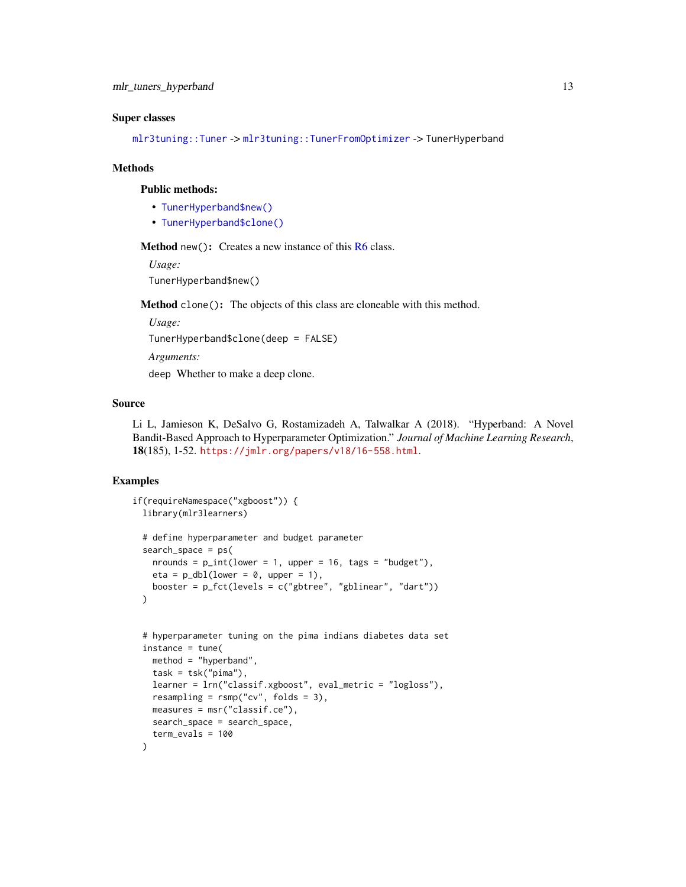## Super classes

`mlr3tuning::Tuner` -> `mlr3tuning::TunerFromOptimizer` -> `TunerHyperband`

## Methods

### Public methods:

- `TunerHyperband$new()`
- `TunerHyperband$clone()`

**Method** `new()`: Creates a new instance of this R6 class.

*Usage:*

```
TunerHyperband$new()
```

**Method** `clone()`: The objects of this class are cloneable with this method.

*Usage:*

```
TunerHyperband$clone(deep = FALSE)
```

*Arguments:*

`deep` Whether to make a deep clone.

## Source

Li L, Jamieson K, DeSalvo G, Rostamizadeh A, Talwalkar A (2018). "Hyperband: A Novel Bandit-Based Approach to Hyperparameter Optimization." *Journal of Machine Learning Research*, **18**(185), 1-52. https://jmlr.org/papers/v18/16-558.html.

## Examples

```
if(requireNamespace("xgboost")) {
  library(mlr3learners)

  # define hyperparameter and budget parameter
  search_space = ps(
    nrounds = p_int(lower = 1, upper = 16, tags = "budget"),
    eta = p_dbl(lower = 0, upper = 1),
    booster = p_fct(levels = c("gbtree", "gblinear", "dart"))
  )


  # hyperparameter tuning on the pima indians diabetes data set
  instance = tune(
    method = "hyperband",
    task = tsk("pima"),
    learner = lrn("classif.xgboost", eval_metric = "logloss"),
    resampling = rsmp("cv", folds = 3),
    measures = msr("classif.ce"),
    search_space = search_space,
    term_evals = 100
  )
```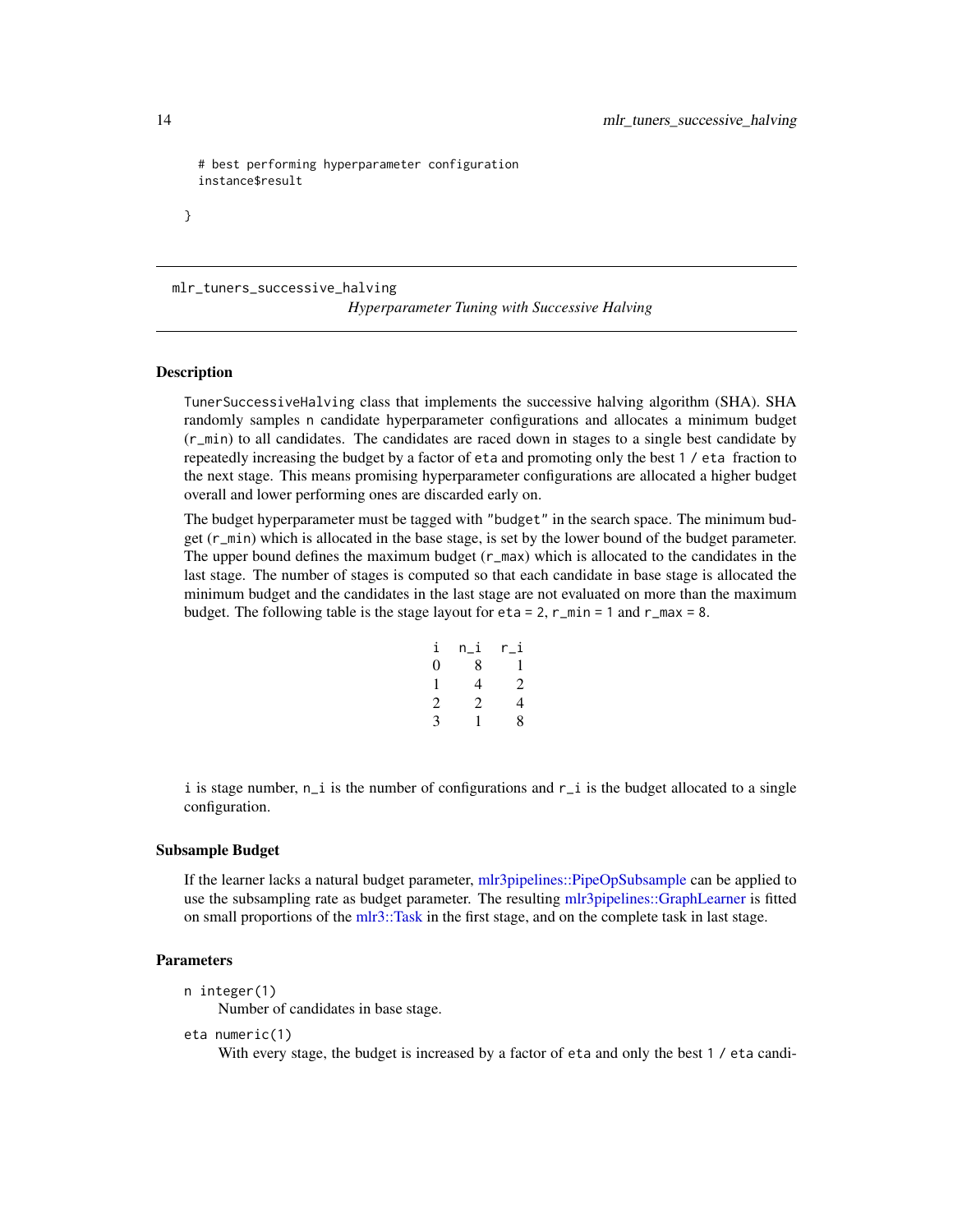```
  # best performing hyperparameter configuration
  instance$result

}
```

## mlr_tuners_successive_halving

*Hyperparameter Tuning with Successive Halving*

### Description

TunerSuccessiveHalving class that implements the successive halving algorithm (SHA). SHA randomly samples n candidate hyperparameter configurations and allocates a minimum budget (r_min) to all candidates. The candidates are raced down in stages to a single best candidate by repeatedly increasing the budget by a factor of eta and promoting only the best 1 / eta fraction to the next stage. This means promising hyperparameter configurations are allocated a higher budget overall and lower performing ones are discarded early on.

The budget hyperparameter must be tagged with "budget" in the search space. The minimum budget (r_min) which is allocated in the base stage, is set by the lower bound of the budget parameter. The upper bound defines the maximum budget (r_max) which is allocated to the candidates in the last stage. The number of stages is computed so that each candidate in base stage is allocated the minimum budget and the candidates in the last stage are not evaluated on more than the maximum budget. The following table is the stage layout for eta = 2, r_min = 1 and r_max = 8.

| i | n_i | r_i |
|---|---|---|
| 0 | 8 | 1 |
| 1 | 4 | 2 |
| 2 | 2 | 4 |
| 3 | 1 | 8 |

i is stage number, n_i is the number of configurations and r_i is the budget allocated to a single configuration.

### Subsample Budget

If the learner lacks a natural budget parameter, mlr3pipelines::PipeOpSubsample can be applied to use the subsampling rate as budget parameter. The resulting mlr3pipelines::GraphLearner is fitted on small proportions of the mlr3::Task in the first stage, and on the complete task in last stage.

### Parameters

n integer(1)
: Number of candidates in base stage.

eta numeric(1)
: With every stage, the budget is increased by a factor of eta and only the best 1 / eta candi-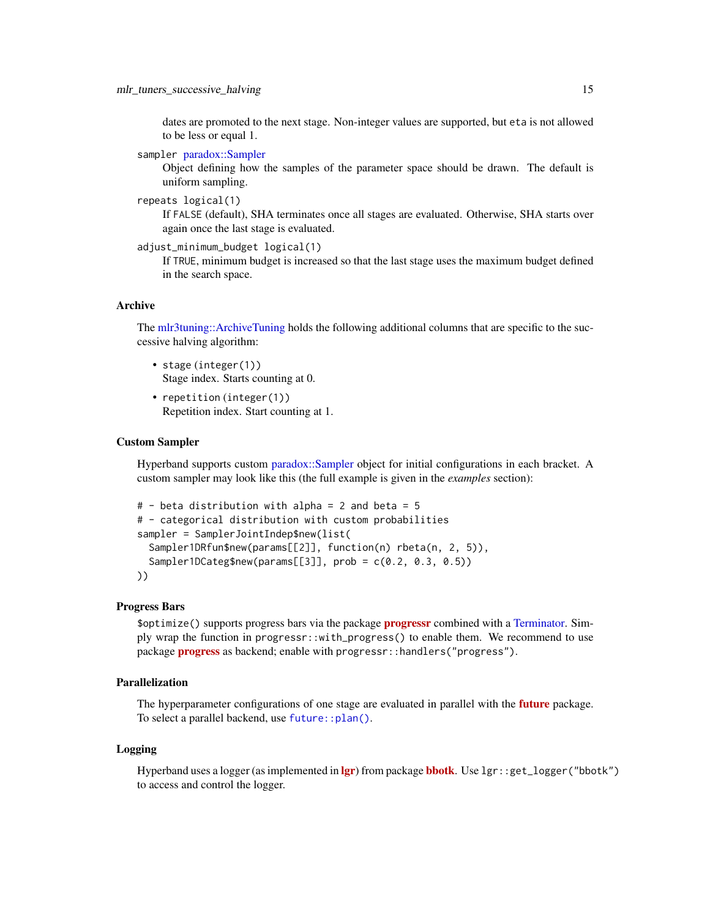dates are promoted to the next stage. Non-integer values are supported, but `eta` is not allowed to be less or equal 1.

`sampler` paradox::Sampler
: Object defining how the samples of the parameter space should be drawn. The default is uniform sampling.

`repeats` `logical(1)`
: If `FALSE` (default), SHA terminates once all stages are evaluated. Otherwise, SHA starts over again once the last stage is evaluated.

`adjust_minimum_budget` `logical(1)`
: If `TRUE`, minimum budget is increased so that the last stage uses the maximum budget defined in the search space.

## Archive

The mlr3tuning::ArchiveTuning holds the following additional columns that are specific to the successive halving algorithm:

- `stage` (`integer(1)`)
  Stage index. Starts counting at 0.
- `repetition` (`integer(1)`)
  Repetition index. Start counting at 1.

## Custom Sampler

Hyperband supports custom paradox::Sampler object for initial configurations in each bracket. A custom sampler may look like this (the full example is given in the *examples* section):

```
# - beta distribution with alpha = 2 and beta = 5
# - categorical distribution with custom probabilities
sampler = SamplerJointIndep$new(list(
  Sampler1DRfun$new(params[[2]], function(n) rbeta(n, 2, 5)),
  Sampler1DCateg$new(params[[3]], prob = c(0.2, 0.3, 0.5))
))
```

## Progress Bars

`$optimize()` supports progress bars via the package **progressr** combined with a Terminator. Simply wrap the function in `progressr::with_progress()` to enable them. We recommend to use package **progress** as backend; enable with `progressr::handlers("progress")`.

## Parallelization

The hyperparameter configurations of one stage are evaluated in parallel with the **future** package. To select a parallel backend, use `future::plan()`.

## Logging

Hyperband uses a logger (as implemented in **lgr**) from package **bbotk**. Use `lgr::get_logger("bbotk")` to access and control the logger.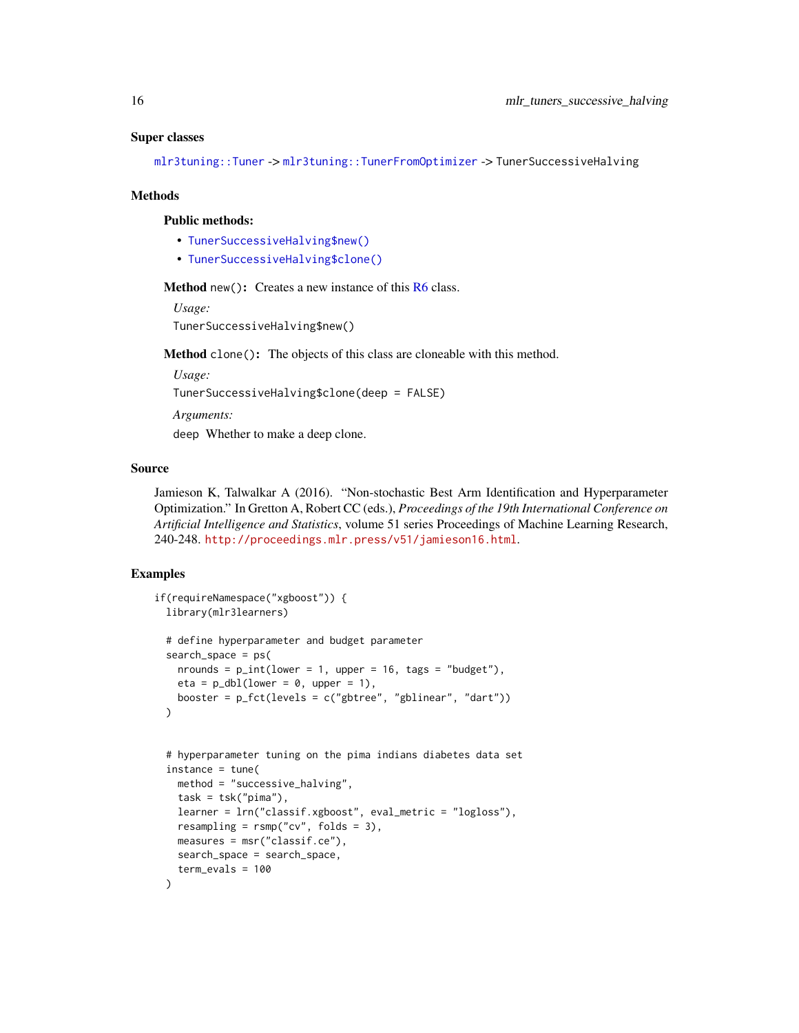### Super classes

`mlr3tuning::Tuner` -> `mlr3tuning::TunerFromOptimizer` -> `TunerSuccessiveHalving`

### Methods

#### Public methods:

- `TunerSuccessiveHalving$new()`
- `TunerSuccessiveHalving$clone()`

**Method** `new()`: Creates a new instance of this R6 class.

*Usage:*

```
TunerSuccessiveHalving$new()
```

**Method** `clone()`: The objects of this class are cloneable with this method.

*Usage:*

```
TunerSuccessiveHalving$clone(deep = FALSE)
```

*Arguments:*

`deep` Whether to make a deep clone.

### Source

Jamieson K, Talwalkar A (2016). "Non-stochastic Best Arm Identification and Hyperparameter Optimization." In Gretton A, Robert CC (eds.), *Proceedings of the 19th International Conference on Artificial Intelligence and Statistics*, volume 51 series Proceedings of Machine Learning Research, 240-248. http://proceedings.mlr.press/v51/jamieson16.html.

### Examples

```
if(requireNamespace("xgboost")) {
  library(mlr3learners)

  # define hyperparameter and budget parameter
  search_space = ps(
    nrounds = p_int(lower = 1, upper = 16, tags = "budget"),
    eta = p_dbl(lower = 0, upper = 1),
    booster = p_fct(levels = c("gbtree", "gblinear", "dart"))
  )


  # hyperparameter tuning on the pima indians diabetes data set
  instance = tune(
    method = "successive_halving",
    task = tsk("pima"),
    learner = lrn("classif.xgboost", eval_metric = "logloss"),
    resampling = rsmp("cv", folds = 3),
    measures = msr("classif.ce"),
    search_space = search_space,
    term_evals = 100
  )
```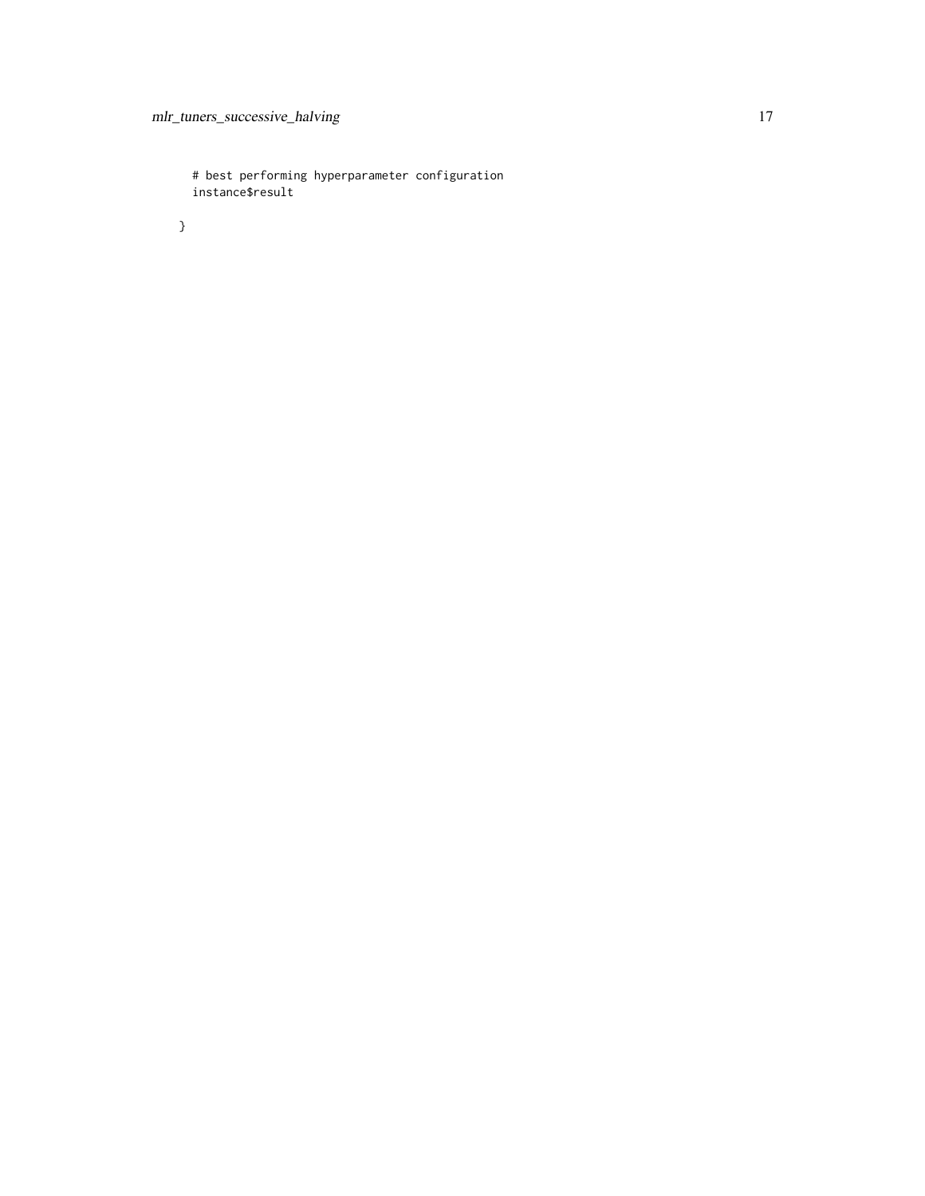```
  # best performing hyperparameter configuration
  instance$result

}
```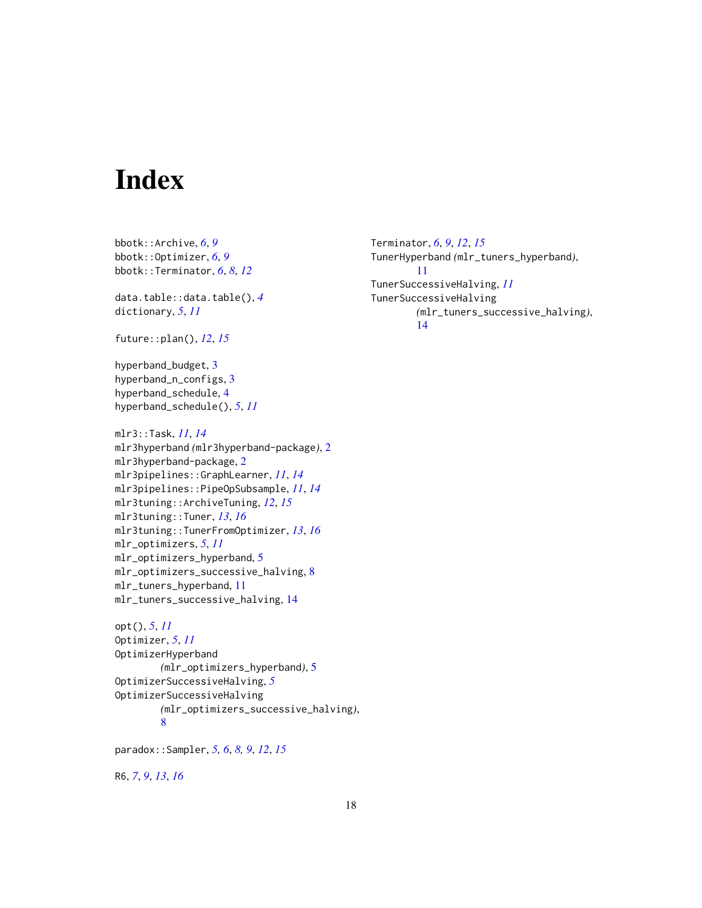# Index

bbotk::Archive, *6*, *9*
bbotk::Optimizer, *6*, *9*
bbotk::Terminator, *6*, *8*, *12*

data.table::data.table(), *4*
dictionary, *5*, *11*

future::plan(), *12*, *15*

hyperband_budget, 3
hyperband_n_configs, 3
hyperband_schedule, 4
hyperband_schedule(), *5*, *11*

mlr3::Task, *11*, *14*
mlr3hyperband *(*mlr3hyperband-package*)*, 2
mlr3hyperband-package, 2
mlr3pipelines::GraphLearner, *11*, *14*
mlr3pipelines::PipeOpSubsample, *11*, *14*
mlr3tuning::ArchiveTuning, *12*, *15*
mlr3tuning::Tuner, *13*, *16*
mlr3tuning::TunerFromOptimizer, *13*, *16*
mlr_optimizers, *5*, *11*
mlr_optimizers_hyperband, 5
mlr_optimizers_successive_halving, 8
mlr_tuners_hyperband, 11
mlr_tuners_successive_halving, 14

opt(), *5*, *11*
Optimizer, *5*, *11*
OptimizerHyperband *(*mlr_optimizers_hyperband*)*, 5
OptimizerSuccessiveHalving, *5*
OptimizerSuccessiveHalving *(*mlr_optimizers_successive_halving*)*, 8

paradox::Sampler, *5*, *6*, *8*, *9*, *12*, *15*

R6, *7*, *9*, *13*, *16*

Terminator, *6*, *9*, *12*, *15*
TunerHyperband *(*mlr_tuners_hyperband*)*, 11
TunerSuccessiveHalving, *11*
TunerSuccessiveHalving *(*mlr_tuners_successive_halving*)*, 14